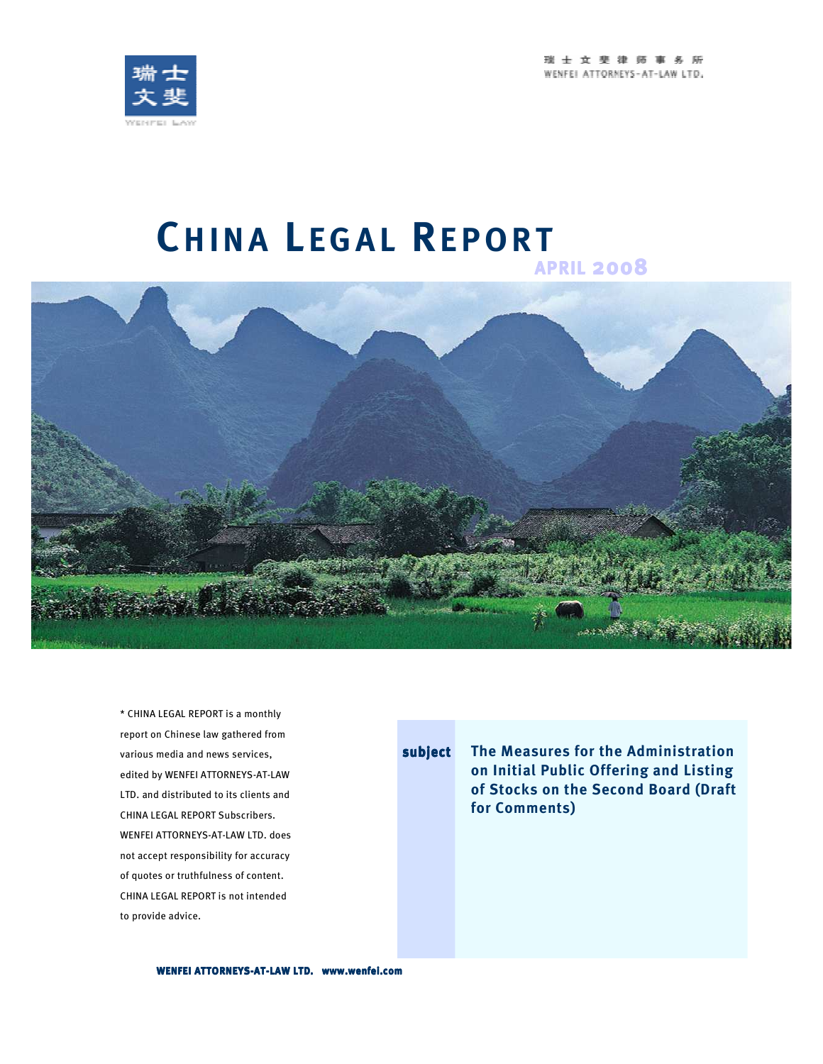瑞士文斐律师事务所
WENFEI ATTORNEYS-AT-LAW LTD.

# CHINA LEGAL REPORT

APRIL 2008

\* CHINA LEGAL REPORT is a monthly report on Chinese law gathered from various media and news services, edited by WENFEI ATTORNEYS-AT-LAW LTD. and distributed to its clients and CHINA LEGAL REPORT Subscribers. WENFEI ATTORNEYS-AT-LAW LTD. does not accept responsibility for accuracy of quotes or truthfulness of content. CHINA LEGAL REPORT is not intended to provide advice.

**subject** **The Measures for the Administration on Initial Public Offering and Listing of Stocks on the Second Board (Draft for Comments)**

**WENFEI ATTORNEYS-AT-LAW LTD. www.wenfei.com**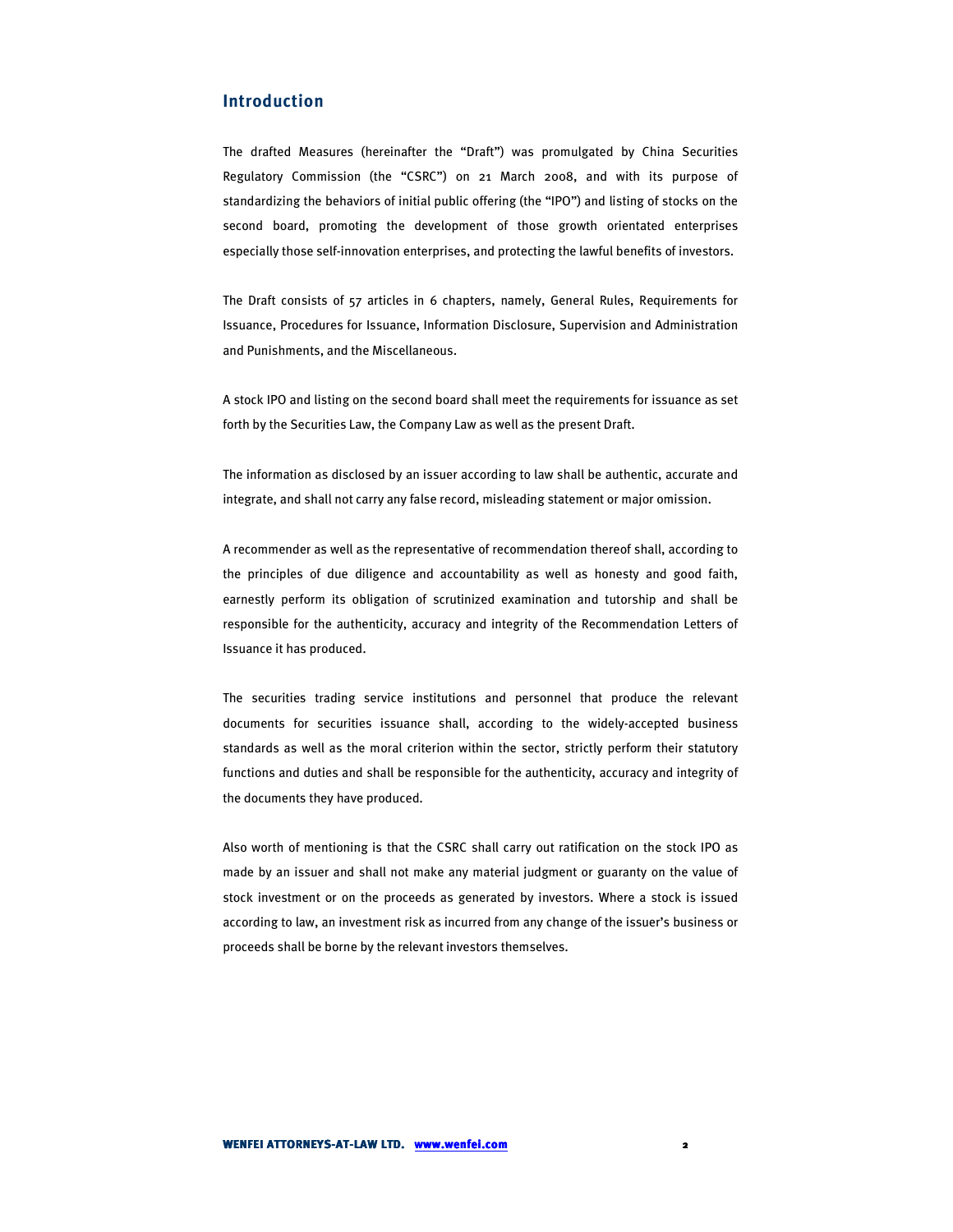## Introduction

The drafted Measures (hereinafter the "Draft") was promulgated by China Securities Regulatory Commission (the "CSRC") on 21 March 2008, and with its purpose of standardizing the behaviors of initial public offering (the "IPO") and listing of stocks on the second board, promoting the development of those growth orientated enterprises especially those self-innovation enterprises, and protecting the lawful benefits of investors.

The Draft consists of 57 articles in 6 chapters, namely, General Rules, Requirements for Issuance, Procedures for Issuance, Information Disclosure, Supervision and Administration and Punishments, and the Miscellaneous.

A stock IPO and listing on the second board shall meet the requirements for issuance as set forth by the Securities Law, the Company Law as well as the present Draft.

The information as disclosed by an issuer according to law shall be authentic, accurate and integrate, and shall not carry any false record, misleading statement or major omission.

A recommender as well as the representative of recommendation thereof shall, according to the principles of due diligence and accountability as well as honesty and good faith, earnestly perform its obligation of scrutinized examination and tutorship and shall be responsible for the authenticity, accuracy and integrity of the Recommendation Letters of Issuance it has produced.

The securities trading service institutions and personnel that produce the relevant documents for securities issuance shall, according to the widely-accepted business standards as well as the moral criterion within the sector, strictly perform their statutory functions and duties and shall be responsible for the authenticity, accuracy and integrity of the documents they have produced.

Also worth of mentioning is that the CSRC shall carry out ratification on the stock IPO as made by an issuer and shall not make any material judgment or guaranty on the value of stock investment or on the proceeds as generated by investors. Where a stock is issued according to law, an investment risk as incurred from any change of the issuer's business or proceeds shall be borne by the relevant investors themselves.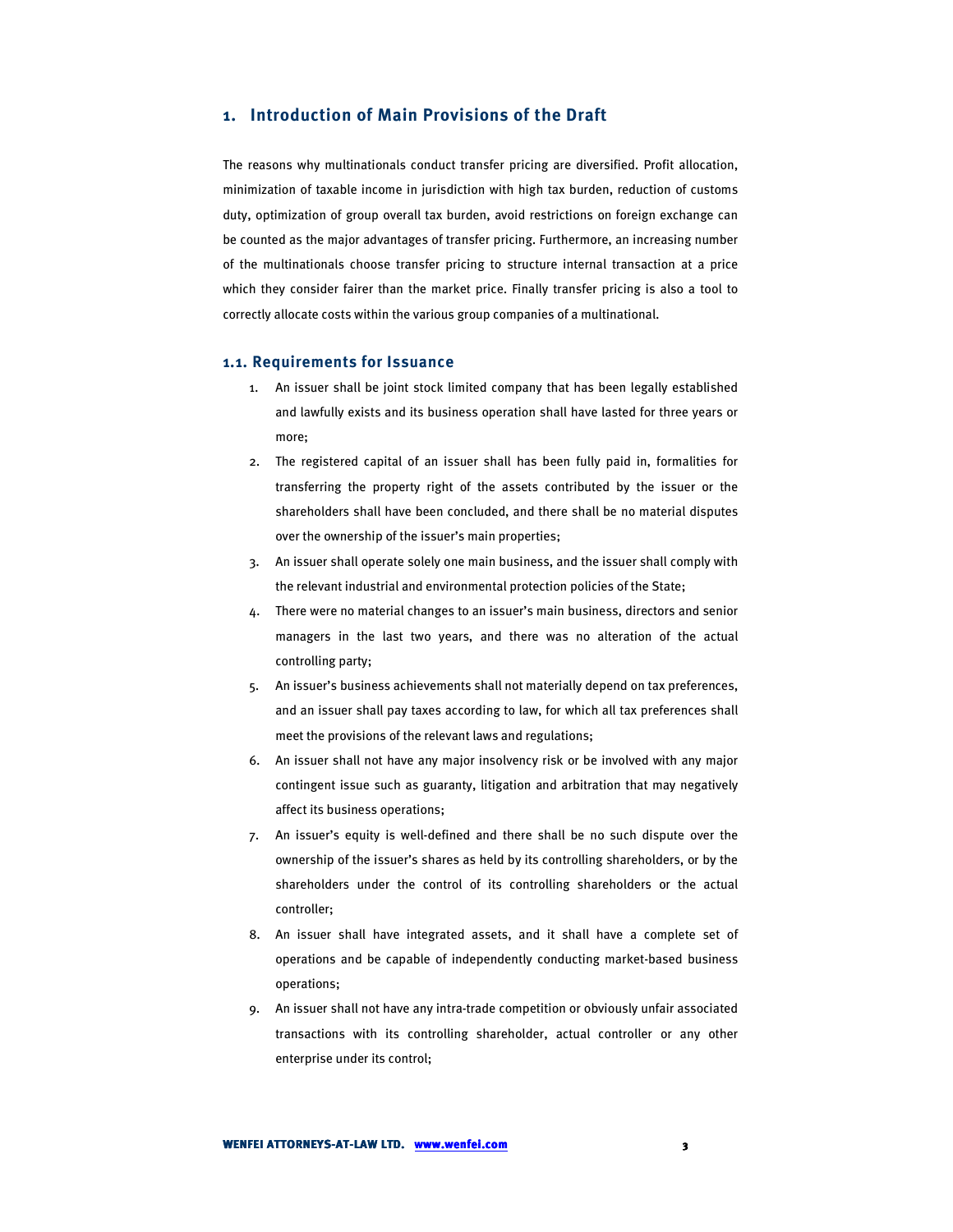## 1. Introduction of Main Provisions of the Draft

The reasons why multinationals conduct transfer pricing are diversified. Profit allocation, minimization of taxable income in jurisdiction with high tax burden, reduction of customs duty, optimization of group overall tax burden, avoid restrictions on foreign exchange can be counted as the major advantages of transfer pricing. Furthermore, an increasing number of the multinationals choose transfer pricing to structure internal transaction at a price which they consider fairer than the market price. Finally transfer pricing is also a tool to correctly allocate costs within the various group companies of a multinational.

### 1.1. Requirements for Issuance

1. An issuer shall be joint stock limited company that has been legally established and lawfully exists and its business operation shall have lasted for three years or more;
2. The registered capital of an issuer shall has been fully paid in, formalities for transferring the property right of the assets contributed by the issuer or the shareholders shall have been concluded, and there shall be no material disputes over the ownership of the issuer's main properties;
3. An issuer shall operate solely one main business, and the issuer shall comply with the relevant industrial and environmental protection policies of the State;
4. There were no material changes to an issuer's main business, directors and senior managers in the last two years, and there was no alteration of the actual controlling party;
5. An issuer's business achievements shall not materially depend on tax preferences, and an issuer shall pay taxes according to law, for which all tax preferences shall meet the provisions of the relevant laws and regulations;
6. An issuer shall not have any major insolvency risk or be involved with any major contingent issue such as guaranty, litigation and arbitration that may negatively affect its business operations;
7. An issuer's equity is well-defined and there shall be no such dispute over the ownership of the issuer's shares as held by its controlling shareholders, or by the shareholders under the control of its controlling shareholders or the actual controller;
8. An issuer shall have integrated assets, and it shall have a complete set of operations and be capable of independently conducting market-based business operations;
9. An issuer shall not have any intra-trade competition or obviously unfair associated transactions with its controlling shareholder, actual controller or any other enterprise under its control;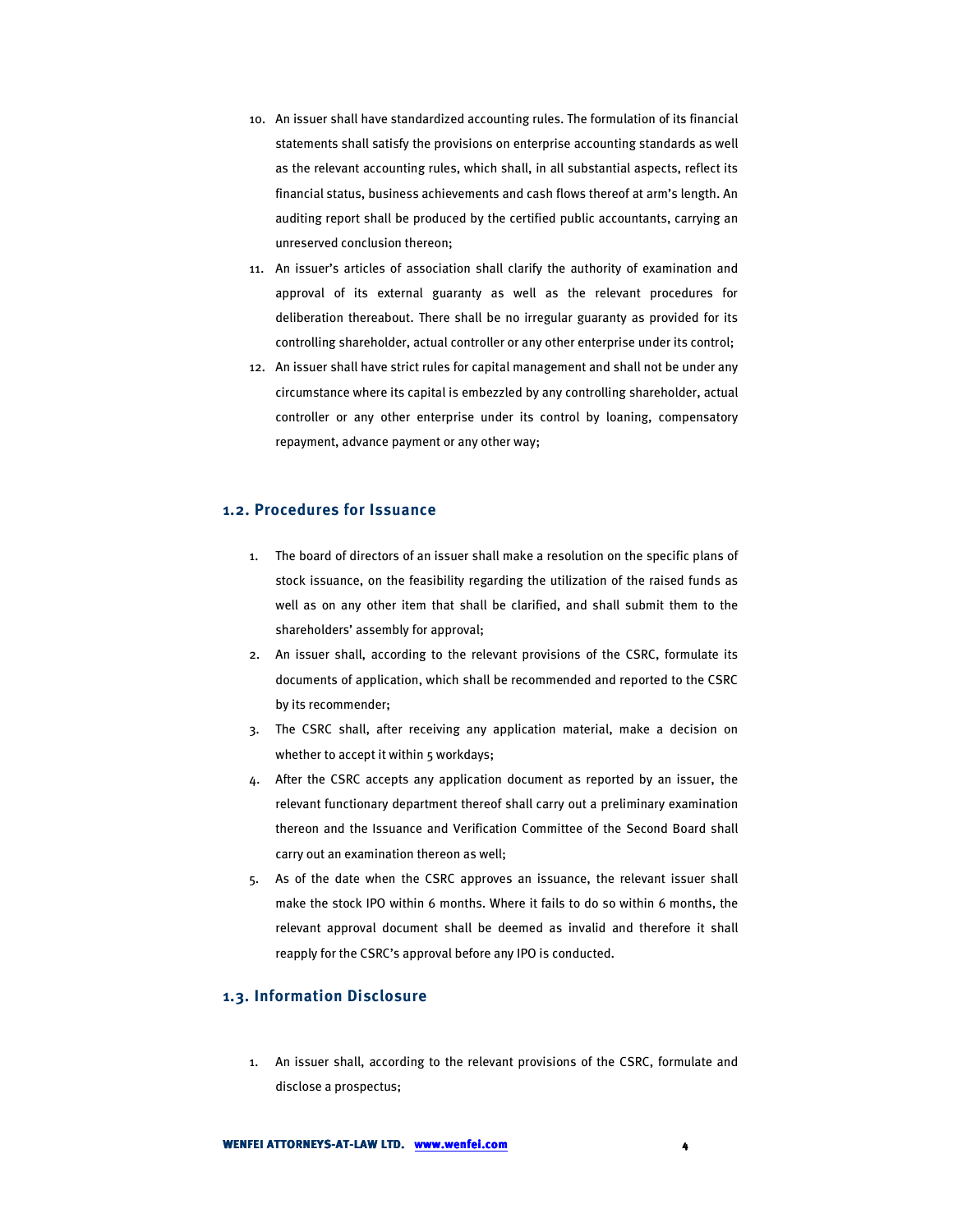10. An issuer shall have standardized accounting rules. The formulation of its financial statements shall satisfy the provisions on enterprise accounting standards as well as the relevant accounting rules, which shall, in all substantial aspects, reflect its financial status, business achievements and cash flows thereof at arm's length. An auditing report shall be produced by the certified public accountants, carrying an unreserved conclusion thereon;
11. An issuer's articles of association shall clarify the authority of examination and approval of its external guaranty as well as the relevant procedures for deliberation thereabout. There shall be no irregular guaranty as provided for its controlling shareholder, actual controller or any other enterprise under its control;
12. An issuer shall have strict rules for capital management and shall not be under any circumstance where its capital is embezzled by any controlling shareholder, actual controller or any other enterprise under its control by loaning, compensatory repayment, advance payment or any other way;

## 1.2. Procedures for Issuance

1. The board of directors of an issuer shall make a resolution on the specific plans of stock issuance, on the feasibility regarding the utilization of the raised funds as well as on any other item that shall be clarified, and shall submit them to the shareholders' assembly for approval;
2. An issuer shall, according to the relevant provisions of the CSRC, formulate its documents of application, which shall be recommended and reported to the CSRC by its recommender;
3. The CSRC shall, after receiving any application material, make a decision on whether to accept it within 5 workdays;
4. After the CSRC accepts any application document as reported by an issuer, the relevant functionary department thereof shall carry out a preliminary examination thereon and the Issuance and Verification Committee of the Second Board shall carry out an examination thereon as well;
5. As of the date when the CSRC approves an issuance, the relevant issuer shall make the stock IPO within 6 months. Where it fails to do so within 6 months, the relevant approval document shall be deemed as invalid and therefore it shall reapply for the CSRC's approval before any IPO is conducted.

## 1.3. Information Disclosure

1. An issuer shall, according to the relevant provisions of the CSRC, formulate and disclose a prospectus;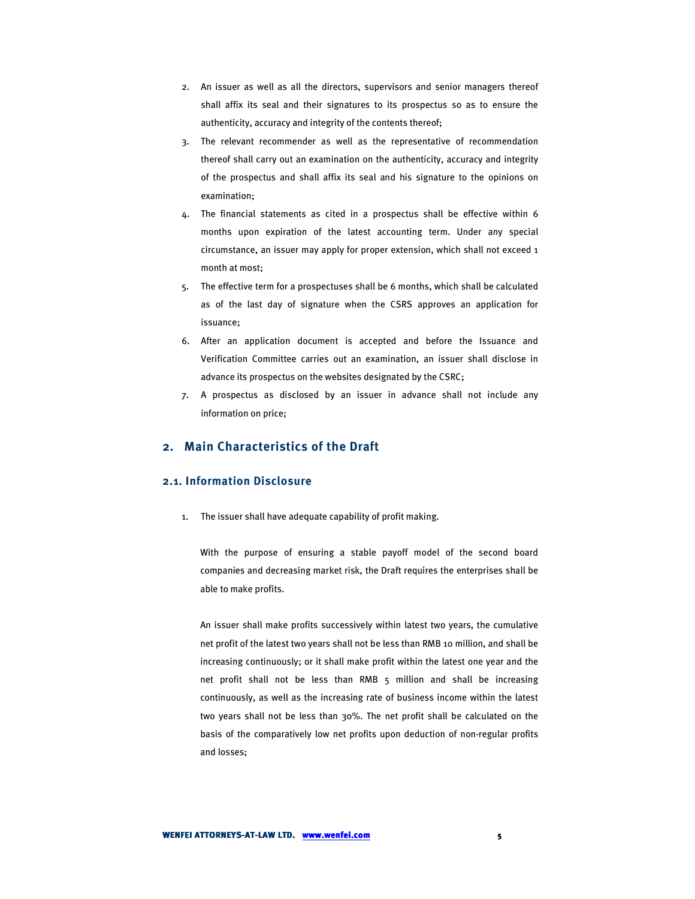2. An issuer as well as all the directors, supervisors and senior managers thereof shall affix its seal and their signatures to its prospectus so as to ensure the authenticity, accuracy and integrity of the contents thereof;
3. The relevant recommender as well as the representative of recommendation thereof shall carry out an examination on the authenticity, accuracy and integrity of the prospectus and shall affix its seal and his signature to the opinions on examination;
4. The financial statements as cited in a prospectus shall be effective within 6 months upon expiration of the latest accounting term. Under any special circumstance, an issuer may apply for proper extension, which shall not exceed 1 month at most;
5. The effective term for a prospectuses shall be 6 months, which shall be calculated as of the last day of signature when the CSRS approves an application for issuance;
6. After an application document is accepted and before the Issuance and Verification Committee carries out an examination, an issuer shall disclose in advance its prospectus on the websites designated by the CSRC;
7. A prospectus as disclosed by an issuer in advance shall not include any information on price;

## 2. Main Characteristics of the Draft

### 2.1. Information Disclosure

1. The issuer shall have adequate capability of profit making.

   With the purpose of ensuring a stable payoff model of the second board companies and decreasing market risk, the Draft requires the enterprises shall be able to make profits.

   An issuer shall make profits successively within latest two years, the cumulative net profit of the latest two years shall not be less than RMB 10 million, and shall be increasing continuously; or it shall make profit within the latest one year and the net profit shall not be less than RMB 5 million and shall be increasing continuously, as well as the increasing rate of business income within the latest two years shall not be less than 30%. The net profit shall be calculated on the basis of the comparatively low net profits upon deduction of non-regular profits and losses;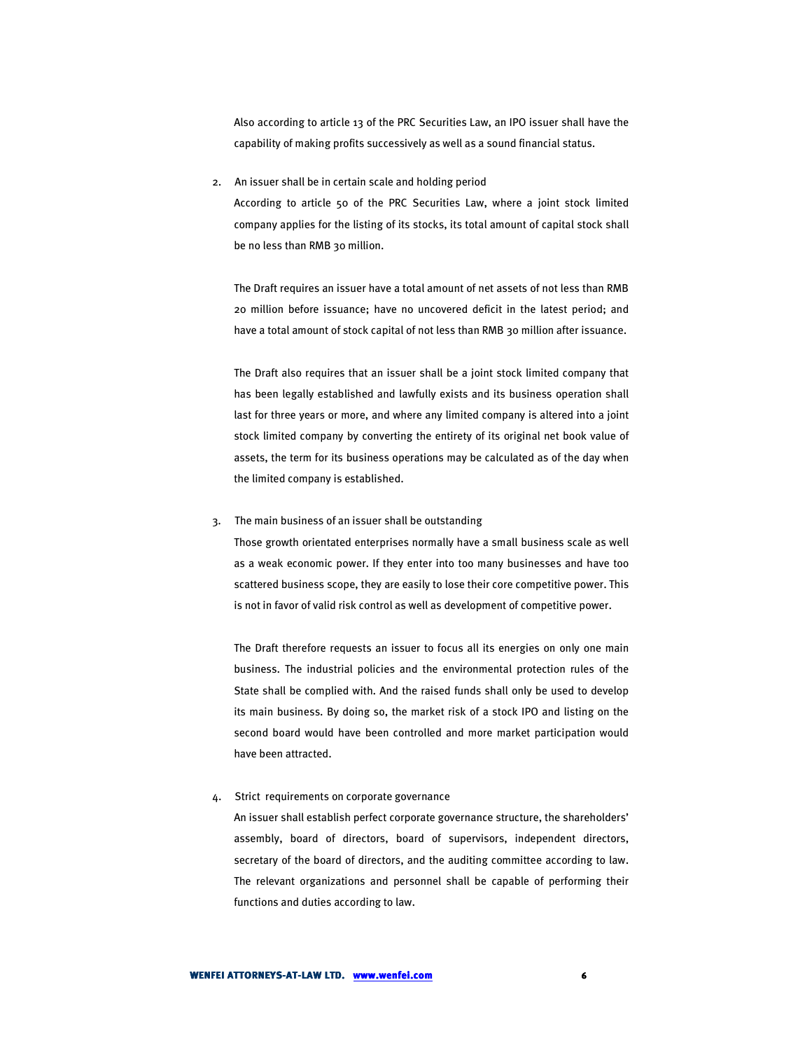Also according to article 13 of the PRC Securities Law, an IPO issuer shall have the capability of making profits successively as well as a sound financial status.

2. An issuer shall be in certain scale and holding period

   According to article 50 of the PRC Securities Law, where a joint stock limited company applies for the listing of its stocks, its total amount of capital stock shall be no less than RMB 30 million.

   The Draft requires an issuer have a total amount of net assets of not less than RMB 20 million before issuance; have no uncovered deficit in the latest period; and have a total amount of stock capital of not less than RMB 30 million after issuance.

   The Draft also requires that an issuer shall be a joint stock limited company that has been legally established and lawfully exists and its business operation shall last for three years or more, and where any limited company is altered into a joint stock limited company by converting the entirety of its original net book value of assets, the term for its business operations may be calculated as of the day when the limited company is established.

3. The main business of an issuer shall be outstanding

   Those growth orientated enterprises normally have a small business scale as well as a weak economic power. If they enter into too many businesses and have too scattered business scope, they are easily to lose their core competitive power. This is not in favor of valid risk control as well as development of competitive power.

   The Draft therefore requests an issuer to focus all its energies on only one main business. The industrial policies and the environmental protection rules of the State shall be complied with. And the raised funds shall only be used to develop its main business. By doing so, the market risk of a stock IPO and listing on the second board would have been controlled and more market participation would have been attracted.

4. Strict requirements on corporate governance

   An issuer shall establish perfect corporate governance structure, the shareholders' assembly, board of directors, board of supervisors, independent directors, secretary of the board of directors, and the auditing committee according to law. The relevant organizations and personnel shall be capable of performing their functions and duties according to law.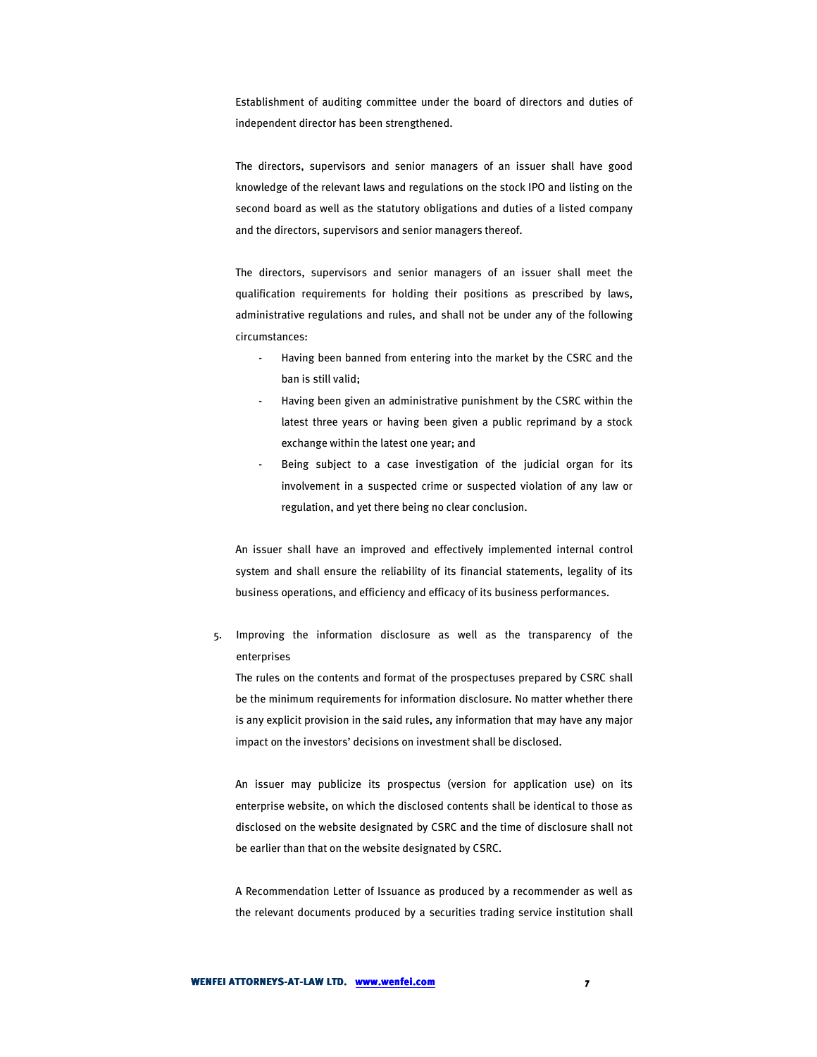Establishment of auditing committee under the board of directors and duties of independent director has been strengthened.

The directors, supervisors and senior managers of an issuer shall have good knowledge of the relevant laws and regulations on the stock IPO and listing on the second board as well as the statutory obligations and duties of a listed company and the directors, supervisors and senior managers thereof.

The directors, supervisors and senior managers of an issuer shall meet the qualification requirements for holding their positions as prescribed by laws, administrative regulations and rules, and shall not be under any of the following circumstances:

- Having been banned from entering into the market by the CSRC and the ban is still valid;
- Having been given an administrative punishment by the CSRC within the latest three years or having been given a public reprimand by a stock exchange within the latest one year; and
- Being subject to a case investigation of the judicial organ for its involvement in a suspected crime or suspected violation of any law or regulation, and yet there being no clear conclusion.

An issuer shall have an improved and effectively implemented internal control system and shall ensure the reliability of its financial statements, legality of its business operations, and efficiency and efficacy of its business performances.

5. Improving the information disclosure as well as the transparency of the enterprises

The rules on the contents and format of the prospectuses prepared by CSRC shall be the minimum requirements for information disclosure. No matter whether there is any explicit provision in the said rules, any information that may have any major impact on the investors' decisions on investment shall be disclosed.

An issuer may publicize its prospectus (version for application use) on its enterprise website, on which the disclosed contents shall be identical to those as disclosed on the website designated by CSRC and the time of disclosure shall not be earlier than that on the website designated by CSRC.

A Recommendation Letter of Issuance as produced by a recommender as well as the relevant documents produced by a securities trading service institution shall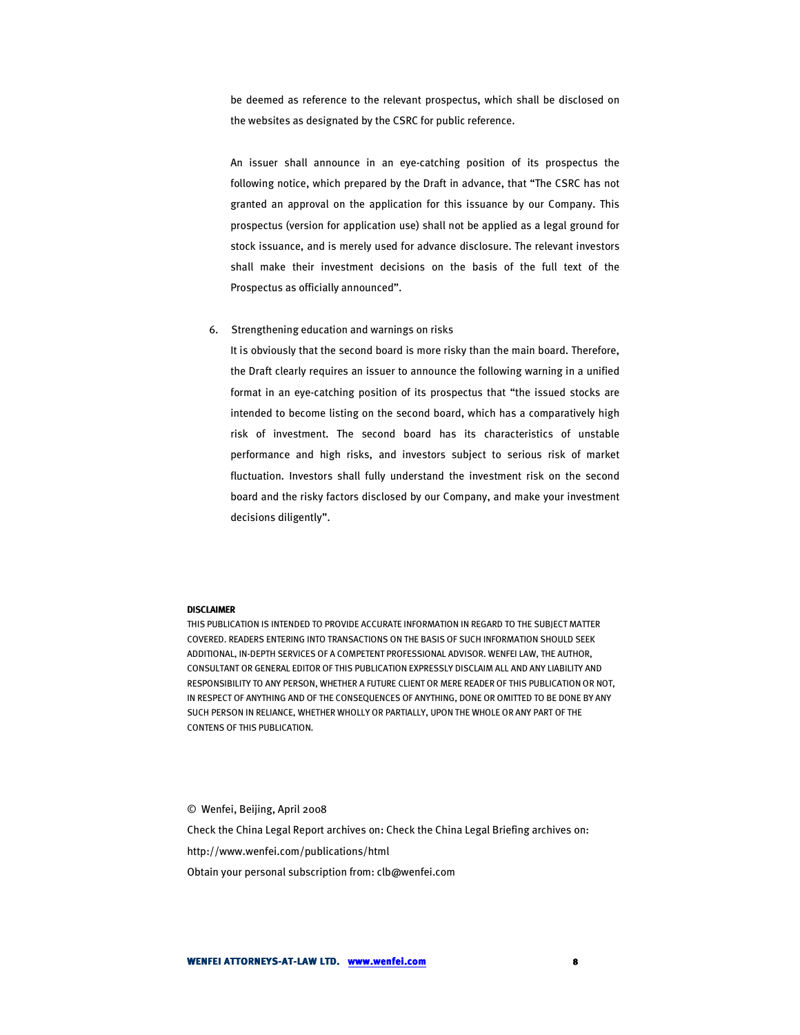be deemed as reference to the relevant prospectus, which shall be disclosed on the websites as designated by the CSRC for public reference.

An issuer shall announce in an eye-catching position of its prospectus the following notice, which prepared by the Draft in advance, that "The CSRC has not granted an approval on the application for this issuance by our Company. This prospectus (version for application use) shall not be applied as a legal ground for stock issuance, and is merely used for advance disclosure. The relevant investors shall make their investment decisions on the basis of the full text of the Prospectus as officially announced".

6. Strengthening education and warnings on risks

   It is obviously that the second board is more risky than the main board. Therefore, the Draft clearly requires an issuer to announce the following warning in a unified format in an eye-catching position of its prospectus that "the issued stocks are intended to become listing on the second board, which has a comparatively high risk of investment. The second board has its characteristics of unstable performance and high risks, and investors subject to serious risk of market fluctuation. Investors shall fully understand the investment risk on the second board and the risky factors disclosed by our Company, and make your investment decisions diligently".

**DISCLAIMER**

THIS PUBLICATION IS INTENDED TO PROVIDE ACCURATE INFORMATION IN REGARD TO THE SUBJECT MATTER COVERED. READERS ENTERING INTO TRANSACTIONS ON THE BASIS OF SUCH INFORMATION SHOULD SEEK ADDITIONAL, IN-DEPTH SERVICES OF A COMPETENT PROFESSIONAL ADVISOR. WENFEI LAW, THE AUTHOR, CONSULTANT OR GENERAL EDITOR OF THIS PUBLICATION EXPRESSLY DISCLAIM ALL AND ANY LIABILITY AND RESPONSIBILITY TO ANY PERSON, WHETHER A FUTURE CLIENT OR MERE READER OF THIS PUBLICATION OR NOT, IN RESPECT OF ANYTHING AND OF THE CONSEQUENCES OF ANYTHING, DONE OR OMITTED TO BE DONE BY ANY SUCH PERSON IN RELIANCE, WHETHER WHOLLY OR PARTIALLY, UPON THE WHOLE OR ANY PART OF THE CONTENS OF THIS PUBLICATION.

© Wenfei, Beijing, April 2008

Check the China Legal Report archives on: Check the China Legal Briefing archives on:

http://www.wenfei.com/publications/html

Obtain your personal subscription from: clb@wenfei.com